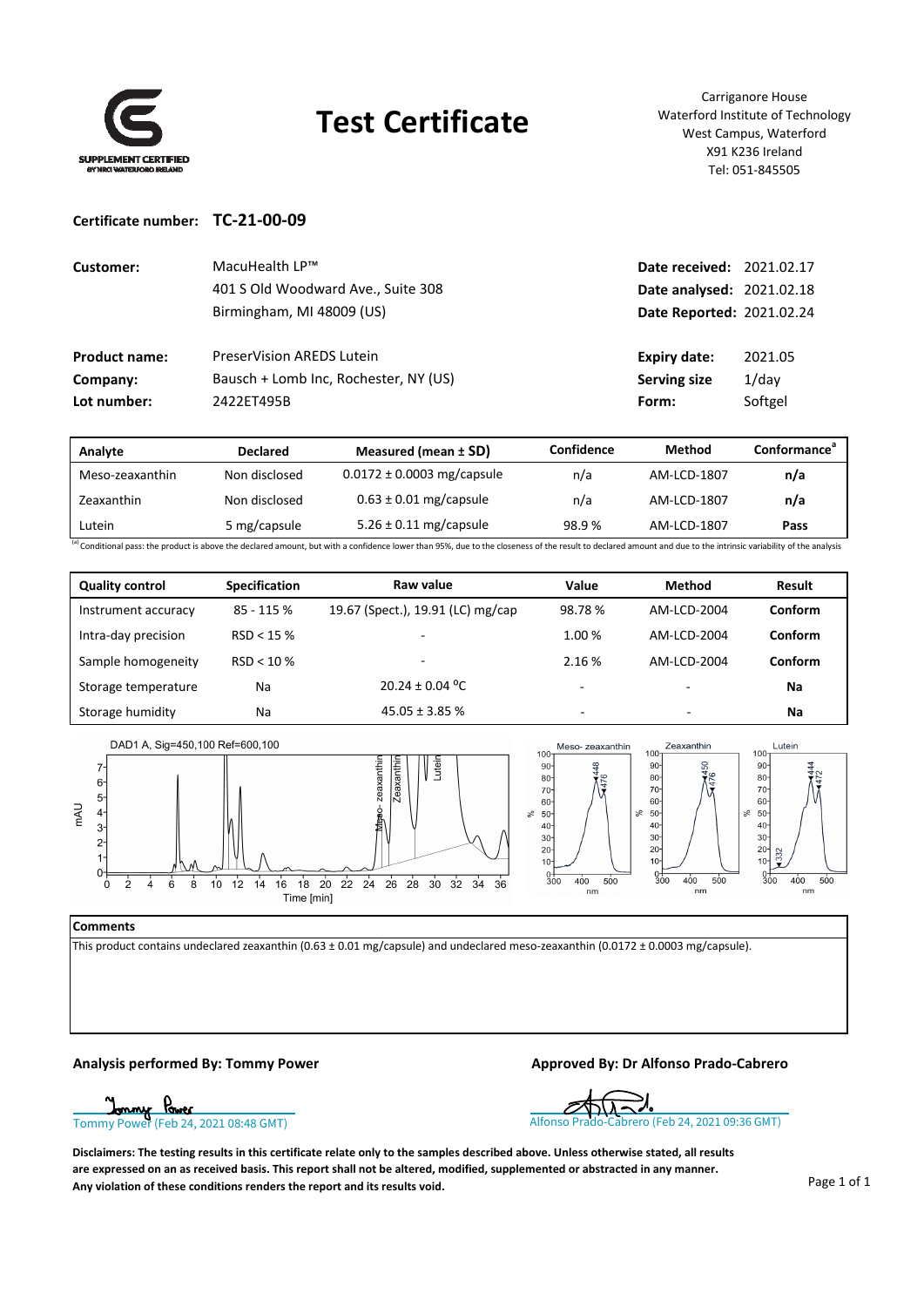# Test Certificate

SUPPLEMENT CERTIFIED BY NRCI WATERFORD IRELAND

Carriganore House
Waterford Institute of Technology
West Campus, Waterford
X91 K236 Ireland
Tel: 051-845505

**Certificate number:** **TC-21-00-09**

| | | | |
|---|---|---|---|
| **Customer:** | MacuHealth LP™<br>401 S Old Woodward Ave., Suite 308<br>Birmingham, MI 48009 (US) | **Date received:** | 2021.02.17 |
| | | **Date analysed:** | 2021.02.18 |
| | | **Date Reported:** | 2021.02.24 |
| **Product name:** | PreserVision AREDS Lutein | **Expiry date:** | 2021.05 |
| **Company:** | Bausch + Lomb Inc, Rochester, NY (US) | **Serving size** | 1/day |
| **Lot number:** | 2422ET495B | **Form:** | Softgel |

| Analyte | Declared | Measured (mean ± SD) | Confidence | Method | Conformance[a] |
|---|---|---|---|---|---|
| Meso-zeaxanthin | Non disclosed | 0.0172 ± 0.0003 mg/capsule | n/a | AM-LCD-1807 | **n/a** |
| Zeaxanthin | Non disclosed | 0.63 ± 0.01 mg/capsule | n/a | AM-LCD-1807 | **n/a** |
| Lutein | 5 mg/capsule | 5.26 ± 0.11 mg/capsule | 98.9 % | AM-LCD-1807 | **Pass** |

[a] Conditional pass: the product is above the declared amount, but with a confidence lower than 95%, due to the closeness of the result to declared amount and due to the intrinsic variability of the analysis

| Quality control | Specification | Raw value | Value | Method | Result |
|---|---|---|---|---|---|
| Instrument accuracy | 85 - 115 % | 19.67 (Spect.), 19.91 (LC) mg/cap | 98.78 % | AM-LCD-2004 | **Conform** |
| Intra-day precision | RSD < 15 % | - | 1.00 % | AM-LCD-2004 | **Conform** |
| Sample homogeneity | RSD < 10 % | - | 2.16 % | AM-LCD-2004 | **Conform** |
| Storage temperature | Na | 20.24 ± 0.04 ºC | - | - | **Na** |
| Storage humidity | Na | 45.05 ± 3.85 % | - | - | **Na** |

DAD1 A, Sig=450,100 Ref=600,100

**Comments**

This product contains undeclared zeaxanthin (0.63 ± 0.01 mg/capsule) and undeclared meso-zeaxanthin (0.0172 ± 0.0003 mg/capsule).

**Analysis performed By: Tommy Power**

Tommy Power (Feb 24, 2021 08:48 GMT)

**Approved By: Dr Alfonso Prado-Cabrero**

Alfonso Prado-Cabrero (Feb 24, 2021 09:36 GMT)

**Disclaimers: The testing results in this certificate relate only to the samples described above. Unless otherwise stated, all results are expressed on an as received basis. This report shall not be altered, modified, supplemented or abstracted in any manner. Any violation of these conditions renders the report and its results void.**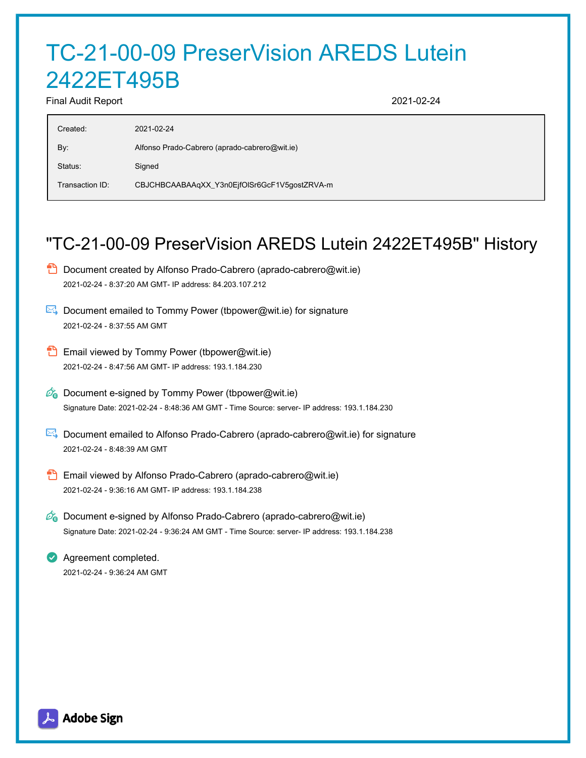# TC-21-00-09 PreserVision AREDS Lutein 2422ET495B

Final Audit Report 2021-02-24

| | |
|---|---|
| Created: | 2021-02-24 |
| By: | Alfonso Prado-Cabrero (aprado-cabrero@wit.ie) |
| Status: | Signed |
| Transaction ID: | CBJCHBCAABAAqXX_Y3n0EjfOlSr6GcF1V5gostZRVA-m |

## "TC-21-00-09 PreserVision AREDS Lutein 2422ET495B" History

- Document created by Alfonso Prado-Cabrero (aprado-cabrero@wit.ie)
  2021-02-24 - 8:37:20 AM GMT- IP address: 84.203.107.212

- Document emailed to Tommy Power (tbpower@wit.ie) for signature
  2021-02-24 - 8:37:55 AM GMT

- Email viewed by Tommy Power (tbpower@wit.ie)
  2021-02-24 - 8:47:56 AM GMT- IP address: 193.1.184.230

- Document e-signed by Tommy Power (tbpower@wit.ie)
  Signature Date: 2021-02-24 - 8:48:36 AM GMT - Time Source: server- IP address: 193.1.184.230

- Document emailed to Alfonso Prado-Cabrero (aprado-cabrero@wit.ie) for signature
  2021-02-24 - 8:48:39 AM GMT

- Email viewed by Alfonso Prado-Cabrero (aprado-cabrero@wit.ie)
  2021-02-24 - 9:36:16 AM GMT- IP address: 193.1.184.238

- Document e-signed by Alfonso Prado-Cabrero (aprado-cabrero@wit.ie)
  Signature Date: 2021-02-24 - 9:36:24 AM GMT - Time Source: server- IP address: 193.1.184.238

- Agreement completed.
  2021-02-24 - 9:36:24 AM GMT

Adobe Sign